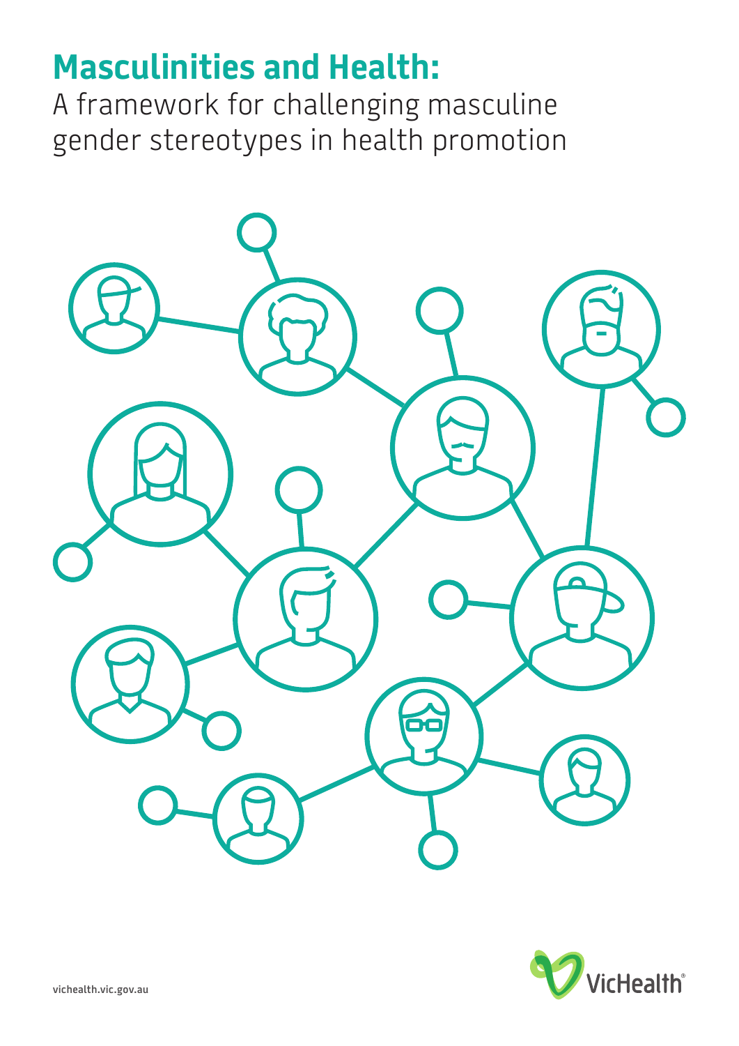# Masculinities and Health:

A framework for challenging masculine gender stereotypes in health promotion

vichealth.vic.gov.au

VicHealth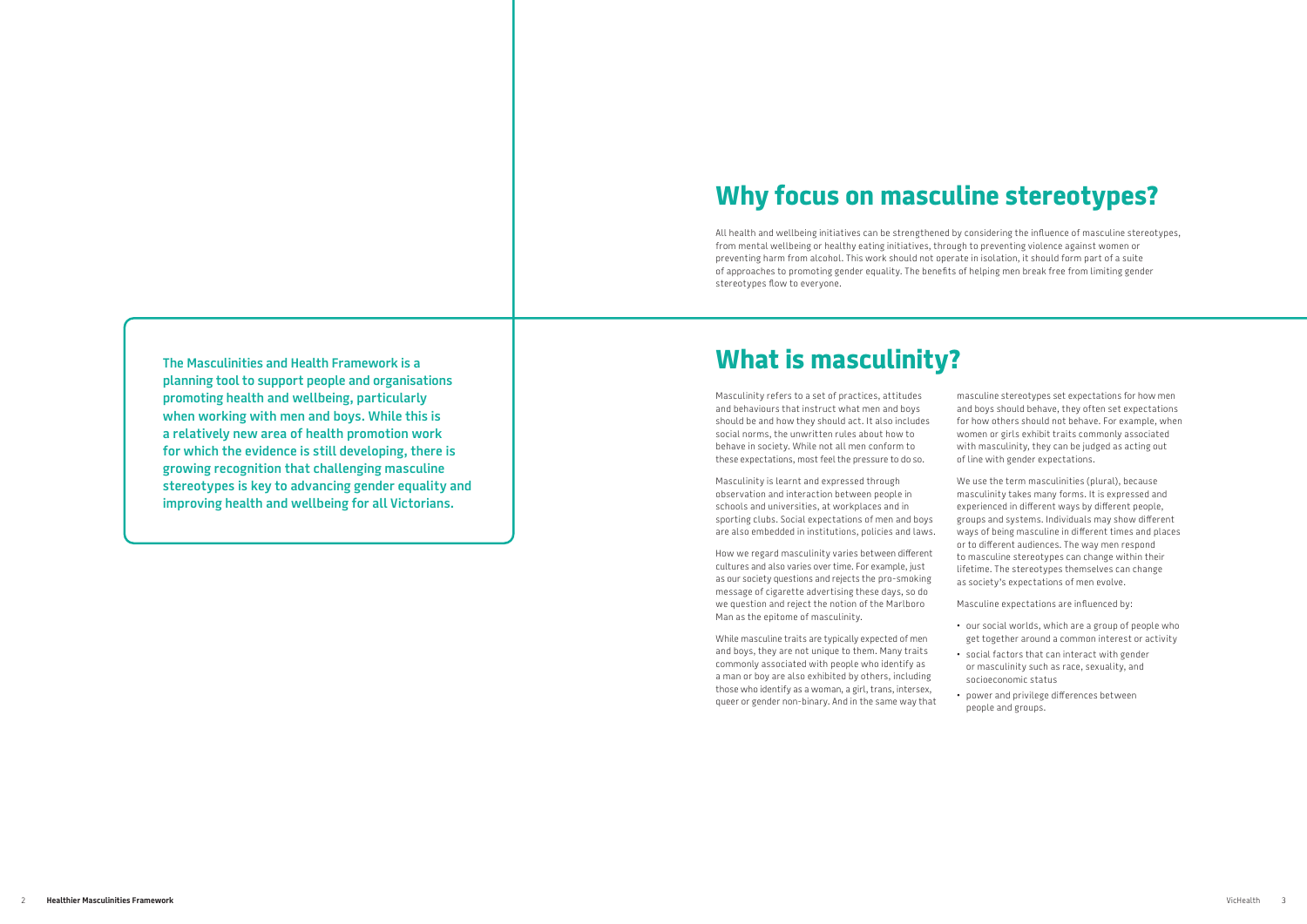The Masculinities and Health Framework is a planning tool to support people and organisations promoting health and wellbeing, particularly when working with men and boys. While this is a relatively new area of health promotion work for which the evidence is still developing, there is growing recognition that challenging masculine stereotypes is key to advancing gender equality and improving health and wellbeing for all Victorians.

# Why focus on masculine stereotypes?

All health and wellbeing initiatives can be strengthened by considering the influence of masculine stereotypes, from mental wellbeing or healthy eating initiatives, through to preventing violence against women or preventing harm from alcohol. This work should not operate in isolation, it should form part of a suite of approaches to promoting gender equality. The benefits of helping men break free from limiting gender stereotypes flow to everyone.

# What is masculinity?

Masculinity refers to a set of practices, attitudes and behaviours that instruct what men and boys should be and how they should act. It also includes social norms, the unwritten rules about how to behave in society. While not all men conform to these expectations, most feel the pressure to do so.

Masculinity is learnt and expressed through observation and interaction between people in schools and universities, at workplaces and in sporting clubs. Social expectations of men and boys are also embedded in institutions, policies and laws.

How we regard masculinity varies between different cultures and also varies over time. For example, just as our society questions and rejects the pro-smoking message of cigarette advertising these days, so do we question and reject the notion of the Marlboro Man as the epitome of masculinity.

While masculine traits are typically expected of men and boys, they are not unique to them. Many traits commonly associated with people who identify as a man or boy are also exhibited by others, including those who identify as a woman, a girl, trans, intersex, queer or gender non-binary. And in the same way that masculine stereotypes set expectations for how men and boys should behave, they often set expectations for how others should not behave. For example, when women or girls exhibit traits commonly associated with masculinity, they can be judged as acting out of line with gender expectations.

We use the term masculinities (plural), because masculinity takes many forms. It is expressed and experienced in different ways by different people, groups and systems. Individuals may show different ways of being masculine in different times and places or to different audiences. The way men respond to masculine stereotypes can change within their lifetime. The stereotypes themselves can change as society's expectations of men evolve.

Masculine expectations are influenced by:

- our social worlds, which are a group of people who get together around a common interest or activity
- social factors that can interact with gender or masculinity such as race, sexuality, and socioeconomic status
- power and privilege differences between people and groups.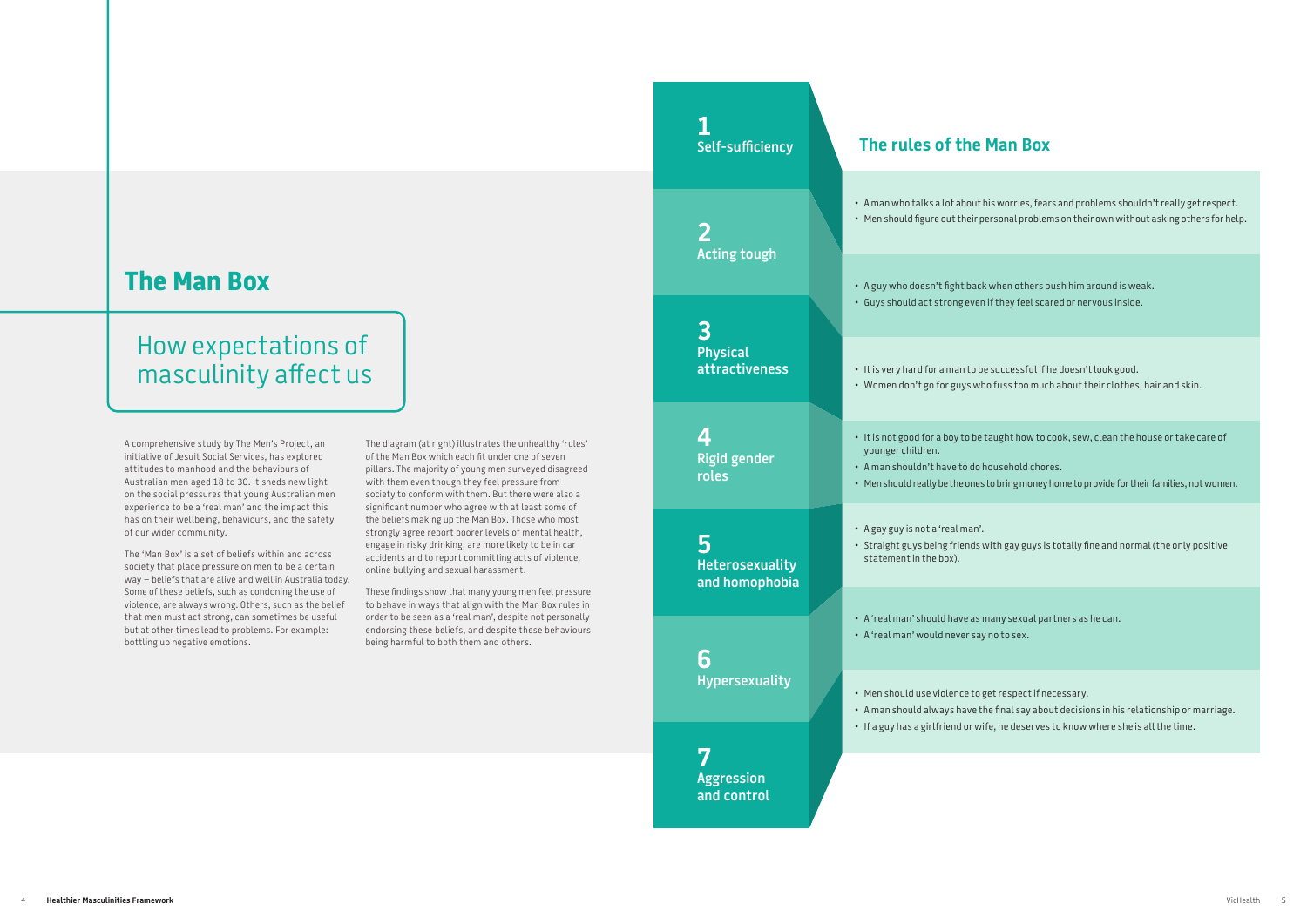## The Man Box

### How expectations of masculinity affect us

A comprehensive study by The Men's Project, an initiative of Jesuit Social Services, has explored attitudes to manhood and the behaviours of Australian men aged 18 to 30. It sheds new light on the social pressures that young Australian men experience to be a 'real man' and the impact this has on their wellbeing, behaviours, and the safety of our wider community.

The 'Man Box' is a set of beliefs within and across society that place pressure on men to be a certain way – beliefs that are alive and well in Australia today. Some of these beliefs, such as condoning the use of violence, are always wrong. Others, such as the belief that men must act strong, can sometimes be useful but at other times lead to problems. For example: bottling up negative emotions.

The diagram (at right) illustrates the unhealthy 'rules' of the Man Box which each fit under one of seven pillars. The majority of young men surveyed disagreed with them even though they feel pressure from society to conform with them. But there were also a significant number who agree with at least some of the beliefs making up the Man Box. Those who most strongly agree report poorer levels of mental health, engage in risky drinking, are more likely to be in car accidents and to report committing acts of violence, online bullying and sexual harassment.

These findings show that many young men feel pressure to behave in ways that align with the Man Box rules in order to be seen as a 'real man', despite not personally endorsing these beliefs, and despite these behaviours being harmful to both them and others.

### The rules of the Man Box

**1 Self-sufficiency**

- A man who talks a lot about his worries, fears and problems shouldn't really get respect.
- Men should figure out their personal problems on their own without asking others for help.

**2 Acting tough**

- A guy who doesn't fight back when others push him around is weak.
- Guys should act strong even if they feel scared or nervous inside.

**3 Physical attractiveness**

- It is very hard for a man to be successful if he doesn't look good.
- Women don't go for guys who fuss too much about their clothes, hair and skin.

**4 Rigid gender roles**

- It is not good for a boy to be taught how to cook, sew, clean the house or take care of younger children.
- A man shouldn't have to do household chores.
- Men should really be the ones to bring money home to provide for their families, not women.

**5 Heterosexuality and homophobia**

- A gay guy is not a 'real man'.
- Straight guys being friends with gay guys is totally fine and normal (the only positive statement in the box).

**6 Hypersexuality**

- A 'real man' should have as many sexual partners as he can.
- A 'real man' would never say no to sex.

**7 Aggression and control**

- Men should use violence to get respect if necessary.
- A man should always have the final say about decisions in his relationship or marriage.
- If a guy has a girlfriend or wife, he deserves to know where she is all the time.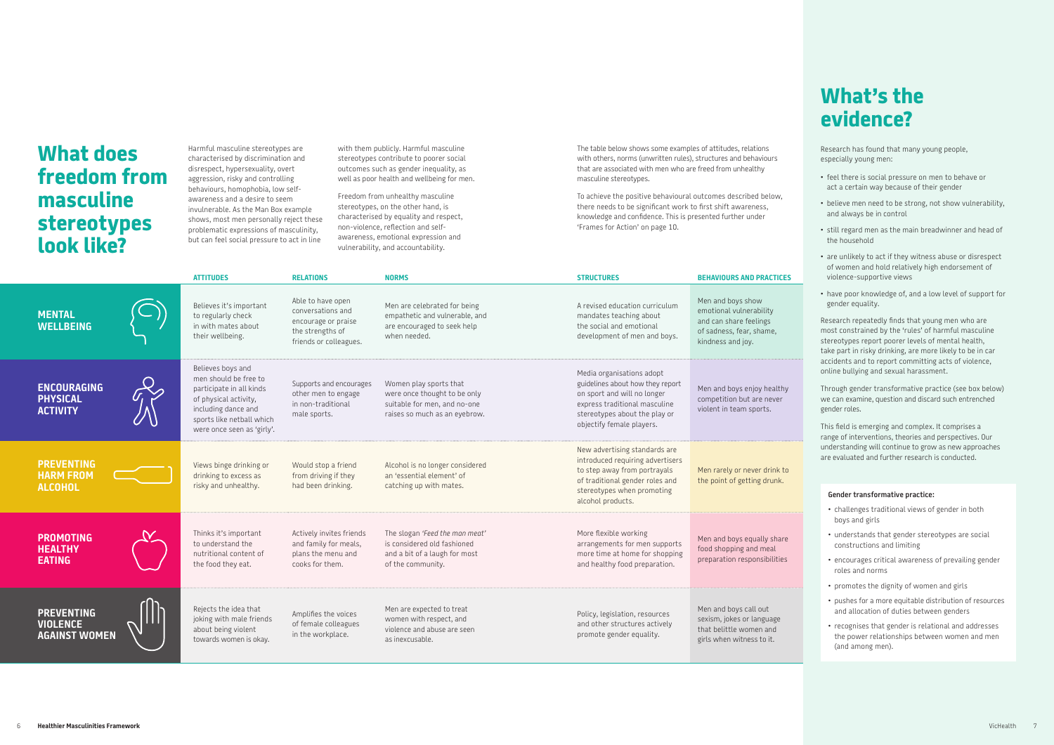# What does freedom from masculine stereotypes look like?

Harmful masculine stereotypes are characterised by discrimination and disrespect, hypersexuality, overt aggression, risky and controlling behaviours, homophobia, low self-awareness and a desire to seem invulnerable. As the Man Box example shows, most men personally reject these problematic expressions of masculinity, but can feel social pressure to act in line with them publicly. Harmful masculine stereotypes contribute to poorer social outcomes such as gender inequality, as well as poor health and wellbeing for men.

Freedom from unhealthy masculine stereotypes, on the other hand, is characterised by equality and respect, non-violence, reflection and self-awareness, emotional expression and vulnerability, and accountability.

The table below shows some examples of attitudes, relations with others, norms (unwritten rules), structures and behaviours that are associated with men who are freed from unhealthy masculine stereotypes.

To achieve the positive behavioural outcomes described below, there needs to be significant work to first shift awareness, knowledge and confidence. This is presented further under 'Frames for Action' on page 10.

| | ATTITUDES | RELATIONS | NORMS | STRUCTURES | BEHAVIOURS AND PRACTICES |
|---|---|---|---|---|---|
| **MENTAL WELLBEING** | Believes it's important to regularly check in with mates about their wellbeing. | Able to have open conversations and encourage or praise the strengths of friends or colleagues. | Men are celebrated for being empathetic and vulnerable, and are encouraged to seek help when needed. | A revised education curriculum mandates teaching about the social and emotional development of men and boys. | Men and boys show emotional vulnerability and can share feelings of sadness, fear, shame, kindness and joy. |
| **ENCOURAGING PHYSICAL ACTIVITY** | Believes boys and men should be free to participate in all kinds of physical activity, including dance and sports like netball which were once seen as 'girly'. | Supports and encourages other men to engage in non-traditional male sports. | Women play sports that were once thought to be only suitable for men, and no-one raises so much as an eyebrow. | Media organisations adopt guidelines about how they report on sport and will no longer express traditional masculine stereotypes about the play or objectify female players. | Men and boys enjoy healthy competition but are never violent in team sports. |
| **PREVENTING HARM FROM ALCOHOL** | Views binge drinking or drinking to excess as risky and unhealthy. | Would stop a friend from driving if they had been drinking. | Alcohol is no longer considered an 'essential element' of catching up with mates. | New advertising standards are introduced requiring advertisers to step away from portrayals of traditional gender roles and stereotypes when promoting alcohol products. | Men rarely or never drink to the point of getting drunk. |
| **PROMOTING HEALTHY EATING** | Thinks it's important to understand the nutritional content of the food they eat. | Actively invites friends and family for meals, plans the menu and cooks for them. | The slogan *'Feed the man meat'* is considered old fashioned and a bit of a laugh for most of the community. | More flexible working arrangements for men supports more time at home for shopping and healthy food preparation. | Men and boys equally share food shopping and meal preparation responsibilities |
| **PREVENTING VIOLENCE AGAINST WOMEN** | Rejects the idea that joking with male friends about being violent towards women is okay. | Amplifies the voices of female colleagues in the workplace. | Men are expected to treat women with respect, and violence and abuse are seen as inexcusable. | Policy, legislation, resources and other structures actively promote gender equality. | Men and boys call out sexism, jokes or language that belittle women and girls when witness to it. |

# What's the evidence?

Research has found that many young people, especially young men:

- feel there is social pressure on men to behave or act a certain way because of their gender
- believe men need to be strong, not show vulnerability, and always be in control
- still regard men as the main breadwinner and head of the household
- are unlikely to act if they witness abuse or disrespect of women and hold relatively high endorsement of violence-supportive views
- have poor knowledge of, and a low level of support for gender equality.

Research repeatedly finds that young men who are most constrained by the 'rules' of harmful masculine stereotypes report poorer levels of mental health, take part in risky drinking, are more likely to be in car accidents and to report committing acts of violence, online bullying and sexual harassment.

Through gender transformative practice (see box below) we can examine, question and discard such entrenched gender roles.

This field is emerging and complex. It comprises a range of interventions, theories and perspectives. Our understanding will continue to grow as new approaches are evaluated and further research is conducted.

**Gender transformative practice:**

- challenges traditional views of gender in both boys and girls
- understands that gender stereotypes are social constructions and limiting
- encourages critical awareness of prevailing gender roles and norms
- promotes the dignity of women and girls
- pushes for a more equitable distribution of resources and allocation of duties between genders
- recognises that gender is relational and addresses the power relationships between women and men (and among men).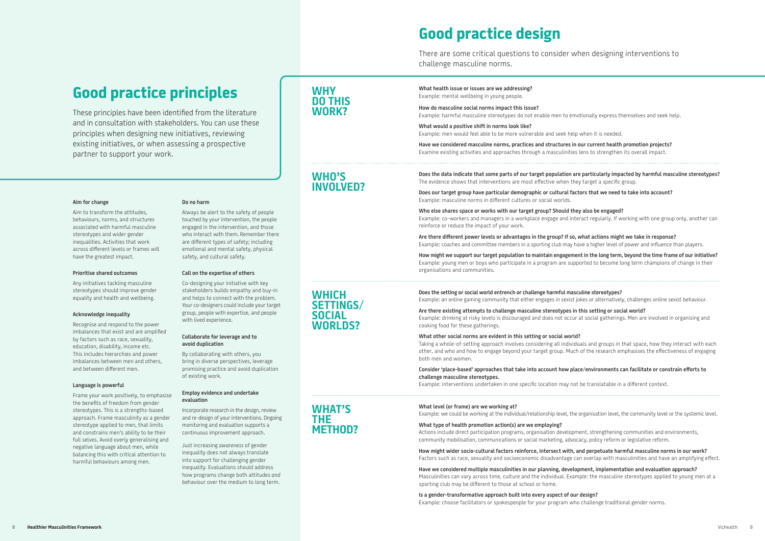# Good practice principles

These principles have been identified from the literature and in consultation with stakeholders. You can use these principles when designing new initiatives, reviewing existing initiatives, or when assessing a prospective partner to support your work.

### Aim for change

Aim to transform the attitudes, behaviours, norms, and structures associated with harmful masculine stereotypes and wider gender inequalities. Activities that work across different levels or frames will have the greatest impact.

### Prioritise shared outcomes

Any initiatives tackling masculine stereotypes should improve gender equality and health and wellbeing.

### Acknowledge inequality

Recognise and respond to the power imbalances that exist and are amplified by factors such as race, sexuality, education, disability, income etc. This includes hierarchies and power imbalances between men and others, and between different men.

### Language is powerful

Frame your work positively, to emphasise the benefits of freedom from gender stereotypes. This is a strengths-based approach. Frame masculinity as a gender stereotype applied to men, that limits and constrains men's ability to be their full selves. Avoid overly generalising and negative language about men, while balancing this with critical attention to harmful behaviours among men.

### Do no harm

Always be alert to the safety of people touched by your intervention, the people engaged in the intervention, and those who interact with them. Remember there are different types of safety; including emotional and mental safety, physical safety, and cultural safety.

### Call on the expertise of others

Co-designing your initiative with key stakeholders builds empathy and buy-in and helps to connect with the problem. Your co-designers could include your target group, people with expertise, and people with lived experience.

### Collaborate for leverage and to avoid duplication

By collaborating with others, you bring in diverse perspectives, leverage promising practice and avoid duplication of existing work.

### Employ evidence and undertake evaluation

Incorporate research in the design, review and re-design of your interventions. Ongoing monitoring and evaluation supports a continuous improvement approach.

Just increasing *awareness* of gender inequality does not always translate into support for challenging gender inequality. Evaluations should address how programs change both attitudes *and* behaviour over the medium to long term.

# Good practice design

There are some critical questions to consider when designing interventions to challenge masculine norms.

## WHY DO THIS WORK?

**What health issue or issues are we addressing?**
Example: mental wellbeing in young people.

**How do masculine social norms impact this issue?**
Example: harmful masculine stereotypes do not enable men to emotionally express themselves and seek help.

**What would a positive shift in norms look like?**
Example: men would feel able to be more vulnerable and seek help when it is needed.

**Have we considered masculine norms, practices and structures in our current health promotion projects?**
Examine existing activities and approaches through a masculinities lens to strengthen its overall impact.

## WHO'S INVOLVED?

**Does the data indicate that some parts of our target population are particularly impacted by harmful masculine stereotypes?**
The evidence shows that interventions are most effective when they target a specific group.

**Does our target group have particular demographic or cultural factors that we need to take into account?**
Example: masculine norms in different cultures or social worlds.

**Who else shares space or works with our target group? Should they also be engaged?**
Example: co-workers and managers in a workplace engage and interact regularly. If working with one group only, another can reinforce or reduce the impact of your work.

**Are there different power levels or advantages in the group? If so, what actions might we take in response?**
Example: coaches and committee members in a sporting club may have a higher level of power and influence than players.

**How might we support our target population to maintain engagement in the long term, beyond the time frame of our initiative?**
Example: young men or boys who participate in a program are supported to become long term champions of change in their organisations and communities.

## WHICH SETTINGS/ SOCIAL WORLDS?

**Does the setting or social world entrench or challenge harmful masculine stereotypes?**
Example: an online gaming community that either engages in sexist jokes or alternatively, challenges online sexist behaviour.

**Are there existing attempts to challenge masculine stereotypes in this setting or social world?**
Example: drinking at risky levels is discouraged and does not occur at social gatherings. Men are involved in organising and cooking food for these gatherings.

**What other social norms are evident in this setting or social world?**
Taking a whole-of-setting approach involves considering all individuals and groups in that space, how they interact with each other, and who and how to engage beyond your target group. Much of the research emphasises the effectiveness of engaging both men and women.

**Consider 'place-based' approaches that take into account how place/environments can facilitate or constrain efforts to challenge masculine stereotypes.**
Example: interventions undertaken in one specific location may not be translatable in a different context.

## WHAT'S THE METHOD?

**What level (or frame) are we working at?**
Example: we could be working at the individual/relationship level, the organisation level, the community level or the systemic level.

**What type of health promotion action(s) are we employing?**
Actions include direct participation programs, organisation development, strengthening communities and environments, community mobilisation, communications or social marketing, advocacy, policy reform or legislative reform.

**How might wider socio-cultural factors reinforce, intersect with, and perpetuate harmful masculine norms in our work?**
Factors such as race, sexuality and socioeconomic disadvantage can overlap with masculinities and have an amplifying effect.

**Have we considered multiple masculinities in our planning, development, implementation and evaluation approach?**
Masculinities can vary across time, culture and the individual. Example: the masculine stereotypes applied to young men at a sporting club may be different to those at school or home.

**Is a gender-transformative approach built into every aspect of our design?**
Example: choose facilitators or spokespeople for your program who challenge traditional gender norms.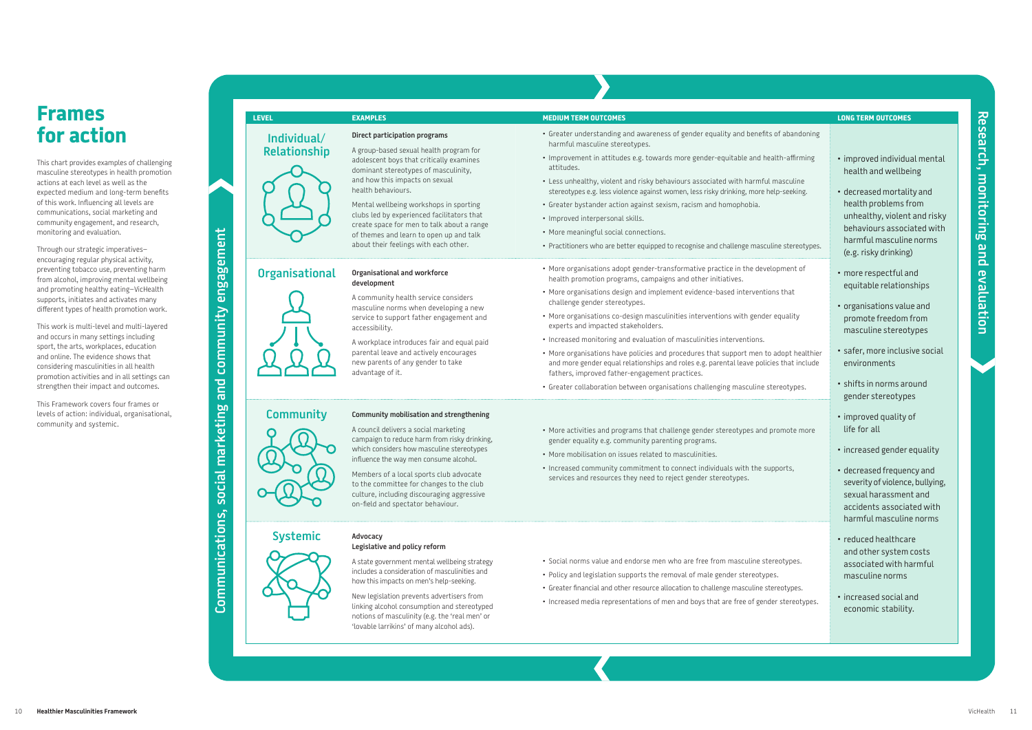# Frames for action

This chart provides examples of challenging masculine stereotypes in health promotion actions at each level as well as the expected medium and long-term benefits of this work. Influencing all levels are communications, social marketing and community engagement, and research, monitoring and evaluation.

Through our strategic imperatives– encouraging regular physical activity, preventing tobacco use, preventing harm from alcohol, improving mental wellbeing and promoting healthy eating–VicHealth supports, initiates and activates many different types of health promotion work.

This work is multi-level and multi-layered and occurs in many settings including sport, the arts, workplaces, education and online. The evidence shows that considering masculinities in all health promotion activities and in all settings can strengthen their impact and outcomes.

This Framework covers four frames or levels of action: individual, organisational, community and systemic.

**Communications, social marketing and community engagement**

| LEVEL | EXAMPLES | MEDIUM TERM OUTCOMES |
|---|---|---|
| **Individual/ Relationship** | **Direct participation programs**<br>A group-based sexual health program for adolescent boys that critically examines dominant stereotypes of masculinity, and how this impacts on sexual health behaviours.<br>Mental wellbeing workshops in sporting clubs led by experienced facilitators that create space for men to talk about a range of themes and learn to open up and talk about their feelings with each other. | • Greater understanding and awareness of gender equality and benefits of abandoning harmful masculine stereotypes.<br>• Improvement in attitudes e.g. towards more gender-equitable and health-affirming attitudes.<br>• Less unhealthy, violent and risky behaviours associated with harmful masculine stereotypes e.g. less violence against women, less risky drinking, more help-seeking.<br>• Greater bystander action against sexism, racism and homophobia.<br>• Improved interpersonal skills.<br>• More meaningful social connections.<br>• Practitioners who are better equipped to recognise and challenge masculine stereotypes. |
| **Organisational** | **Organisational and workforce development**<br>A community health service considers masculine norms when developing a new service to support father engagement and accessibility.<br>A workplace introduces fair and equal paid parental leave and actively encourages new parents of any gender to take advantage of it. | • More organisations adopt gender-transformative practice in the development of health promotion programs, campaigns and other initiatives.<br>• More organisations design and implement evidence-based interventions that challenge gender stereotypes.<br>• More organisations co-design masculinities interventions with gender equality experts and impacted stakeholders.<br>• Increased monitoring and evaluation of masculinities interventions.<br>• More organisations have policies and procedures that support men to adopt healthier and more gender equal relationships and roles e.g. parental leave policies that include fathers, improved father-engagement practices.<br>• Greater collaboration between organisations challenging masculine stereotypes. |
| **Community** | **Community mobilisation and strengthening**<br>A council delivers a social marketing campaign to reduce harm from risky drinking, which considers how masculine stereotypes influence the way men consume alcohol.<br>Members of a local sports club advocate to the committee for changes to the club culture, including discouraging aggressive on-field and spectator behaviour. | • More activities and programs that challenge gender stereotypes and promote more gender equality e.g. community parenting programs.<br>• More mobilisation on issues related to masculinities.<br>• Increased community commitment to connect individuals with the supports, services and resources they need to reject gender stereotypes. |
| **Systemic** | **Advocacy**<br>**Legislative and policy reform**<br>A state government mental wellbeing strategy includes a consideration of masculinities and how this impacts on men's help-seeking.<br>New legislation prevents advertisers from linking alcohol consumption and stereotyped notions of masculinity (e.g. the 'real men' or 'lovable larrikins' of many alcohol ads). | • Social norms value and endorse men who are free from masculine stereotypes.<br>• Policy and legislation supports the removal of male gender stereotypes.<br>• Greater financial and other resource allocation to challenge masculine stereotypes.<br>• Increased media representations of men and boys that are free of gender stereotypes. |

**LONG TERM OUTCOMES**

- improved individual mental health and wellbeing
- decreased mortality and health problems from unhealthy, violent and risky behaviours associated with harmful masculine norms (e.g. risky drinking)
- more respectful and equitable relationships
- organisations value and promote freedom from masculine stereotypes
- safer, more inclusive social environments
- shifts in norms around gender stereotypes
- improved quality of life for all
- increased gender equality
- decreased frequency and severity of violence, bullying, sexual harassment and accidents associated with harmful masculine norms
- reduced healthcare and other system costs associated with harmful masculine norms
- increased social and economic stability.

**Research, monitoring and evaluation**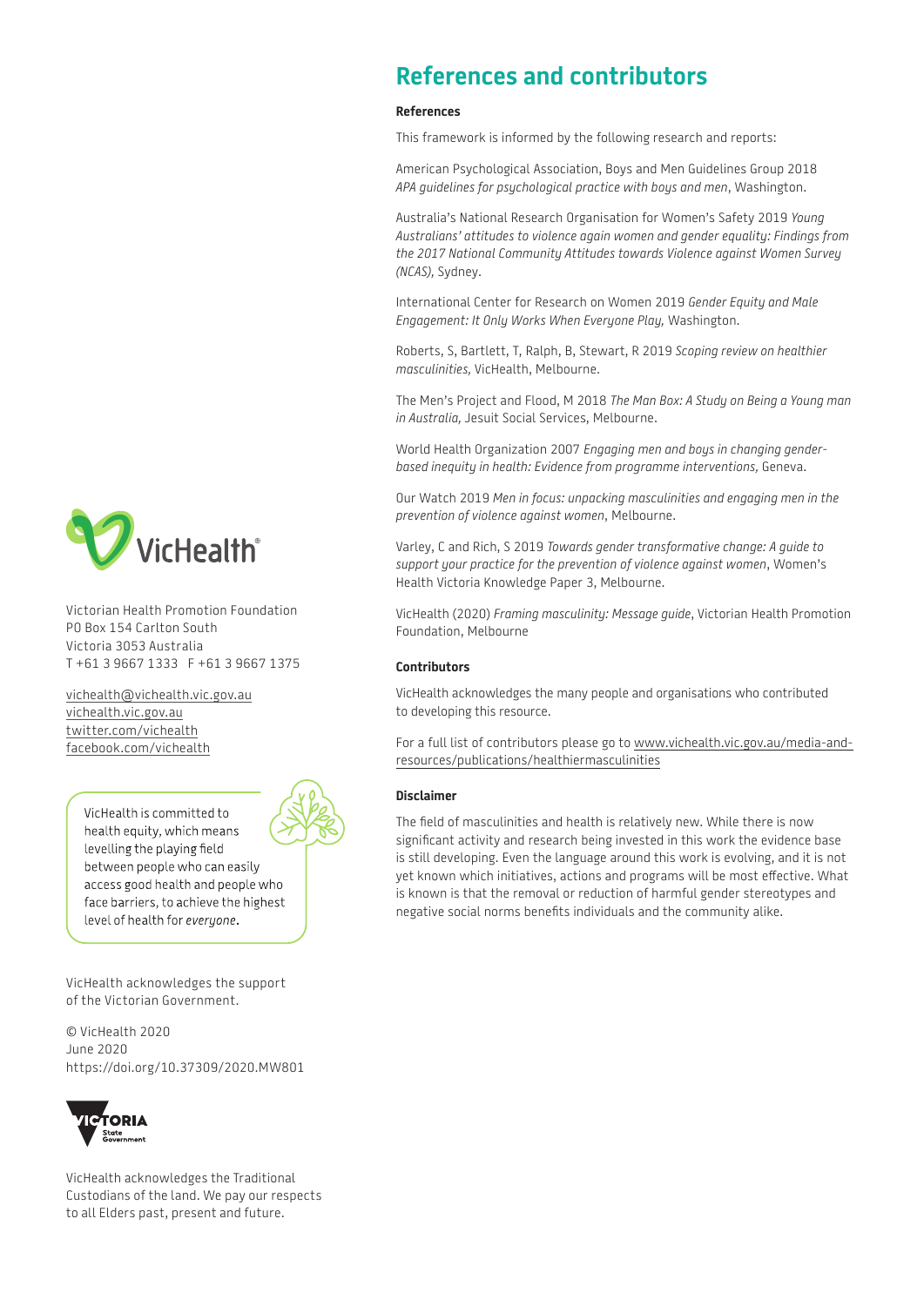# References and contributors

## References

This framework is informed by the following research and reports:

American Psychological Association, Boys and Men Guidelines Group 2018 *APA guidelines for psychological practice with boys and men*, Washington.

Australia's National Research Organisation for Women's Safety 2019 *Young Australians' attitudes to violence again women and gender equality: Findings from the 2017 National Community Attitudes towards Violence against Women Survey (NCAS),* Sydney.

International Center for Research on Women 2019 *Gender Equity and Male Engagement: It Only Works When Everyone Play,* Washington.

Roberts, S, Bartlett, T, Ralph, B, Stewart, R 2019 *Scoping review on healthier masculinities,* VicHealth, Melbourne.

The Men's Project and Flood, M 2018 *The Man Box: A Study on Being a Young man in Australia,* Jesuit Social Services, Melbourne.

World Health Organization 2007 *Engaging men and boys in changing gender-based inequity in health: Evidence from programme interventions,* Geneva.

Our Watch 2019 *Men in focus: unpacking masculinities and engaging men in the prevention of violence against women*, Melbourne.

Varley, C and Rich, S 2019 *Towards gender transformative change: A guide to support your practice for the prevention of violence against women*, Women's Health Victoria Knowledge Paper 3, Melbourne.

VicHealth (2020) *Framing masculinity: Message guide*, Victorian Health Promotion Foundation, Melbourne

## Contributors

VicHealth acknowledges the many people and organisations who contributed to developing this resource.

For a full list of contributors please go to www.vichealth.vic.gov.au/media-and-resources/publications/healthiermasculinities

## Disclaimer

The field of masculinities and health is relatively new. While there is now significant activity and research being invested in this work the evidence base is still developing. Even the language around this work is evolving, and it is not yet known which initiatives, actions and programs will be most effective. What is known is that the removal or reduction of harmful gender stereotypes and negative social norms benefits individuals and the community alike.

VicHealth

Victorian Health Promotion Foundation
PO Box 154 Carlton South
Victoria 3053 Australia
T +61 3 9667 1333 F +61 3 9667 1375

vichealth@vichealth.vic.gov.au
vichealth.vic.gov.au
twitter.com/vichealth
facebook.com/vichealth

VicHealth is committed to health equity, which means levelling the playing field between people who can easily access good health and people who face barriers, to achieve the highest level of health for *everyone*.

VicHealth acknowledges the support of the Victorian Government.

© VicHealth 2020
June 2020
https://doi.org/10.37309/2020.MW801

Victoria State Government

VicHealth acknowledges the Traditional Custodians of the land. We pay our respects to all Elders past, present and future.